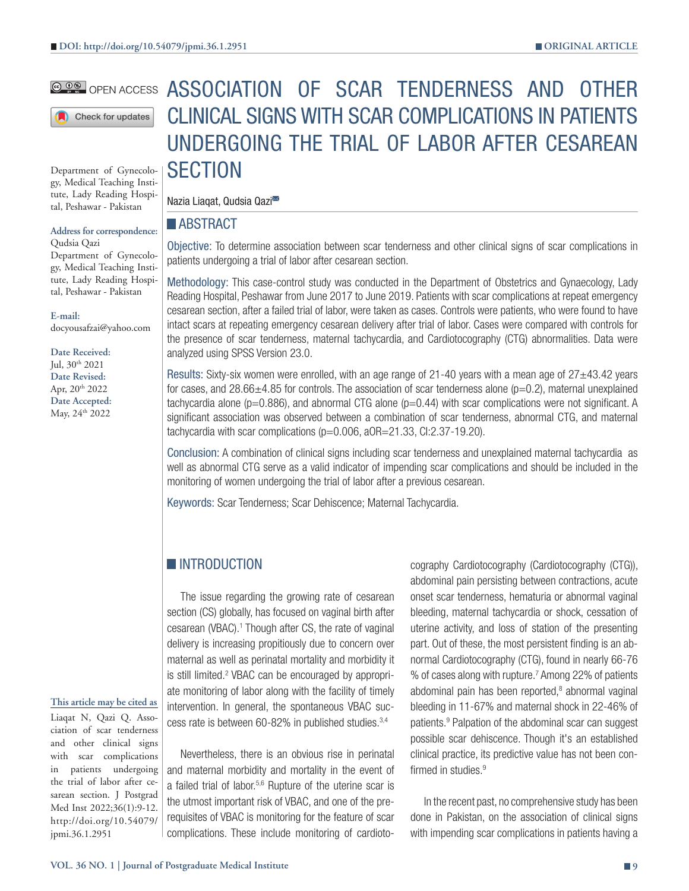DOI: http://doi.org/10.54079/jpmi.36.1.2951

ORIGINAL ARTICLE

OPEN ACCESS

# ASSOCIATION OF SCAR TENDERNESS AND OTHER CLINICAL SIGNS WITH SCAR COMPLICATIONS IN PATIENTS UNDERGOING THE TRIAL OF LABOR AFTER CESAREAN SECTION

Nazia Liaqat, Qudsia Qazi

Department of Gynecology, Medical Teaching Institute, Lady Reading Hospital, Peshawar - Pakistan

**Address for correspondence:**
Qudsia Qazi
Department of Gynecology, Medical Teaching Institute, Lady Reading Hospital, Peshawar - Pakistan

**E-mail:**
docyousafzai@yahoo.com

**Date Received:** Jul, 30th 2021
**Date Revised:** Apr, 20th 2022
**Date Accepted:** May, 24th 2022

## ABSTRACT

**Objective:** To determine association between scar tenderness and other clinical signs of scar complications in patients undergoing a trial of labor after cesarean section.

**Methodology:** This case-control study was conducted in the Department of Obstetrics and Gynaecology, Lady Reading Hospital, Peshawar from June 2017 to June 2019. Patients with scar complications at repeat emergency cesarean section, after a failed trial of labor, were taken as cases. Controls were patients, who were found to have intact scars at repeating emergency cesarean delivery after trial of labor. Cases were compared with controls for the presence of scar tenderness, maternal tachycardia, and Cardiotocography (CTG) abnormalities. Data were analyzed using SPSS Version 23.0.

**Results:** Sixty-six women were enrolled, with an age range of 21-40 years with a mean age of 27±43.42 years for cases, and 28.66±4.85 for controls. The association of scar tenderness alone (p=0.2), maternal unexplained tachycardia alone (p=0.886), and abnormal CTG alone (p=0.44) with scar complications were not significant. A significant association was observed between a combination of scar tenderness, abnormal CTG, and maternal tachycardia with scar complications (p=0.006, aOR=21.33, CI:2.37-19.20).

**Conclusion:** A combination of clinical signs including scar tenderness and unexplained maternal tachycardia as well as abnormal CTG serve as a valid indicator of impending scar complications and should be included in the monitoring of women undergoing the trial of labor after a previous cesarean.

**Keywords:** Scar Tenderness; Scar Dehiscence; Maternal Tachycardia.

**This article may be cited as**

Liaqat N, Qazi Q. Association of scar tenderness and other clinical signs with scar complications in patients undergoing the trial of labor after cesarean section. J Postgrad Med Inst 2022;36(1):9-12. http://doi.org/10.54079/jpmi.36.1.2951

## INTRODUCTION

The issue regarding the growing rate of cesarean section (CS) globally, has focused on vaginal birth after cesarean (VBAC).[1] Though after CS, the rate of vaginal delivery is increasing propitiously due to concern over maternal as well as perinatal mortality and morbidity it is still limited.[2] VBAC can be encouraged by appropriate monitoring of labor along with the facility of timely intervention. In general, the spontaneous VBAC success rate is between 60-82% in published studies.[3,4]

Nevertheless, there is an obvious rise in perinatal and maternal morbidity and mortality in the event of a failed trial of labor.[5,6] Rupture of the uterine scar is the utmost important risk of VBAC, and one of the prerequisites of VBAC is monitoring for the feature of scar complications. These include monitoring of cardiotocography Cardiotocography (Cardiotocography (CTG)), abdominal pain persisting between contractions, acute onset scar tenderness, hematuria or abnormal vaginal bleeding, maternal tachycardia or shock, cessation of uterine activity, and loss of station of the presenting part. Out of these, the most persistent finding is an abnormal Cardiotocography (CTG), found in nearly 66-76 % of cases along with rupture.[7] Among 22% of patients abdominal pain has been reported,[8] abnormal vaginal bleeding in 11-67% and maternal shock in 22-46% of patients.[9] Palpation of the abdominal scar can suggest possible scar dehiscence. Though it's an established clinical practice, its predictive value has not been confirmed in studies.[9]

In the recent past, no comprehensive study has been done in Pakistan, on the association of clinical signs with impending scar complications in patients having a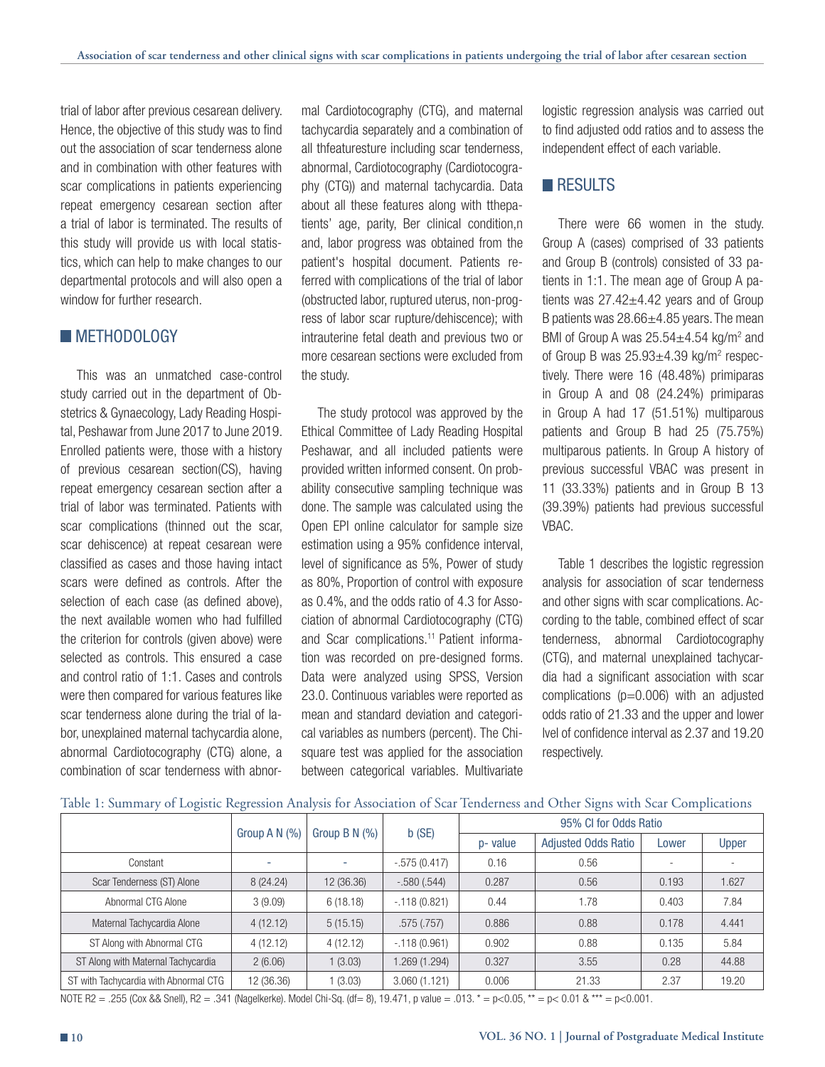trial of labor after previous cesarean delivery. Hence, the objective of this study was to find out the association of scar tenderness alone and in combination with other features with scar complications in patients experiencing repeat emergency cesarean section after a trial of labor is terminated. The results of this study will provide us with local statistics, which can help to make changes to our departmental protocols and will also open a window for further research.

## METHODOLOGY

This was an unmatched case-control study carried out in the department of Obstetrics & Gynaecology, Lady Reading Hospital, Peshawar from June 2017 to June 2019. Enrolled patients were, those with a history of previous cesarean section(CS), having repeat emergency cesarean section after a trial of labor was terminated. Patients with scar complications (thinned out the scar, scar dehiscence) at repeat cesarean were classified as cases and those having intact scars were defined as controls. After the selection of each case (as defined above), the next available women who had fulfilled the criterion for controls (given above) were selected as controls. This ensured a case and control ratio of 1:1. Cases and controls were then compared for various features like scar tenderness alone during the trial of labor, unexplained maternal tachycardia alone, abnormal Cardiotocography (CTG) alone, a combination of scar tenderness with abnormal Cardiotocography (CTG), and maternal tachycardia separately and a combination of all thfeaturesture including scar tenderness, abnormal, Cardiotocography (Cardiotocography (CTG)) and maternal tachycardia. Data about all these features along with tthepatients' age, parity, Ber clinical condition,n and, labor progress was obtained from the patient's hospital document. Patients referred with complications of the trial of labor (obstructed labor, ruptured uterus, non-progress of labor scar rupture/dehiscence); with intrauterine fetal death and previous two or more cesarean sections were excluded from the study.

The study protocol was approved by the Ethical Committee of Lady Reading Hospital Peshawar, and all included patients were provided written informed consent. On probability consecutive sampling technique was done. The sample was calculated using the Open EPI online calculator for sample size estimation using a 95% confidence interval, level of significance as 5%, Power of study as 80%, Proportion of control with exposure as 0.4%, and the odds ratio of 4.3 for Association of abnormal Cardiotocography (CTG) and Scar complications.[11] Patient information was recorded on pre-designed forms. Data were analyzed using SPSS, Version 23.0. Continuous variables were reported as mean and standard deviation and categorical variables as numbers (percent). The Chi-square test was applied for the association between categorical variables. Multivariate logistic regression analysis was carried out to find adjusted odd ratios and to assess the independent effect of each variable.

## RESULTS

There were 66 women in the study. Group A (cases) comprised of 33 patients and Group B (controls) consisted of 33 patients in 1:1. The mean age of Group A patients was 27.42±4.42 years and of Group B patients was 28.66±4.85 years. The mean BMI of Group A was 25.54±4.54 kg/m$^2$ and of Group B was 25.93±4.39 kg/m$^2$ respectively. There were 16 (48.48%) primiparas in Group A and 08 (24.24%) primiparas in Group A had 17 (51.51%) multiparous patients and Group B had 25 (75.75%) multiparous patients. In Group A history of previous successful VBAC was present in 11 (33.33%) patients and in Group B 13 (39.39%) patients had previous successful VBAC.

Table 1 describes the logistic regression analysis for association of scar tenderness and other signs with scar complications. According to the table, combined effect of scar tenderness, abnormal Cardiotocography (CTG), and maternal unexplained tachycardia had a significant association with scar complications (p=0.006) with an adjusted odds ratio of 21.33 and the upper and lower lvel of confidence interval as 2.37 and 19.20 respectively.

Table 1: Summary of Logistic Regression Analysis for Association of Scar Tenderness and Other Signs with Scar Complications

| | Group A N (%) | Group B N (%) | b (SE) | 95% CI for Odds Ratio | | | |
|---|---|---|---|---|---|---|---|
| | | | | p- value | Adjusted Odds Ratio | Lower | Upper |
| Constant | - | - | -.575 (0.417) | 0.16 | 0.56 | - | - |
| Scar Tenderness (ST) Alone | 8 (24.24) | 12 (36.36) | -.580 (.544) | 0.287 | 0.56 | 0.193 | 1.627 |
| Abnormal CTG Alone | 3 (9.09) | 6 (18.18) | -.118 (0.821) | 0.44 | 1.78 | 0.403 | 7.84 |
| Maternal Tachycardia Alone | 4 (12.12) | 5 (15.15) | .575 (.757) | 0.886 | 0.88 | 0.178 | 4.441 |
| ST Along with Abnormal CTG | 4 (12.12) | 4 (12.12) | -.118 (0.961) | 0.902 | 0.88 | 0.135 | 5.84 |
| ST Along with Maternal Tachycardia | 2 (6.06) | 1 (3.03) | 1.269 (1.294) | 0.327 | 3.55 | 0.28 | 44.88 |
| ST with Tachycardia with Abnormal CTG | 12 (36.36) | 1 (3.03) | 3.060 (1.121) | 0.006 | 21.33 | 2.37 | 19.20 |

NOTE R2 = .255 (Cox && Snell), R2 = .341 (Nagelkerke). Model Chi-Sq. (df= 8), 19.471, p value = .013. * = p<0.05, ** = p< 0.01 & *** = p<0.001.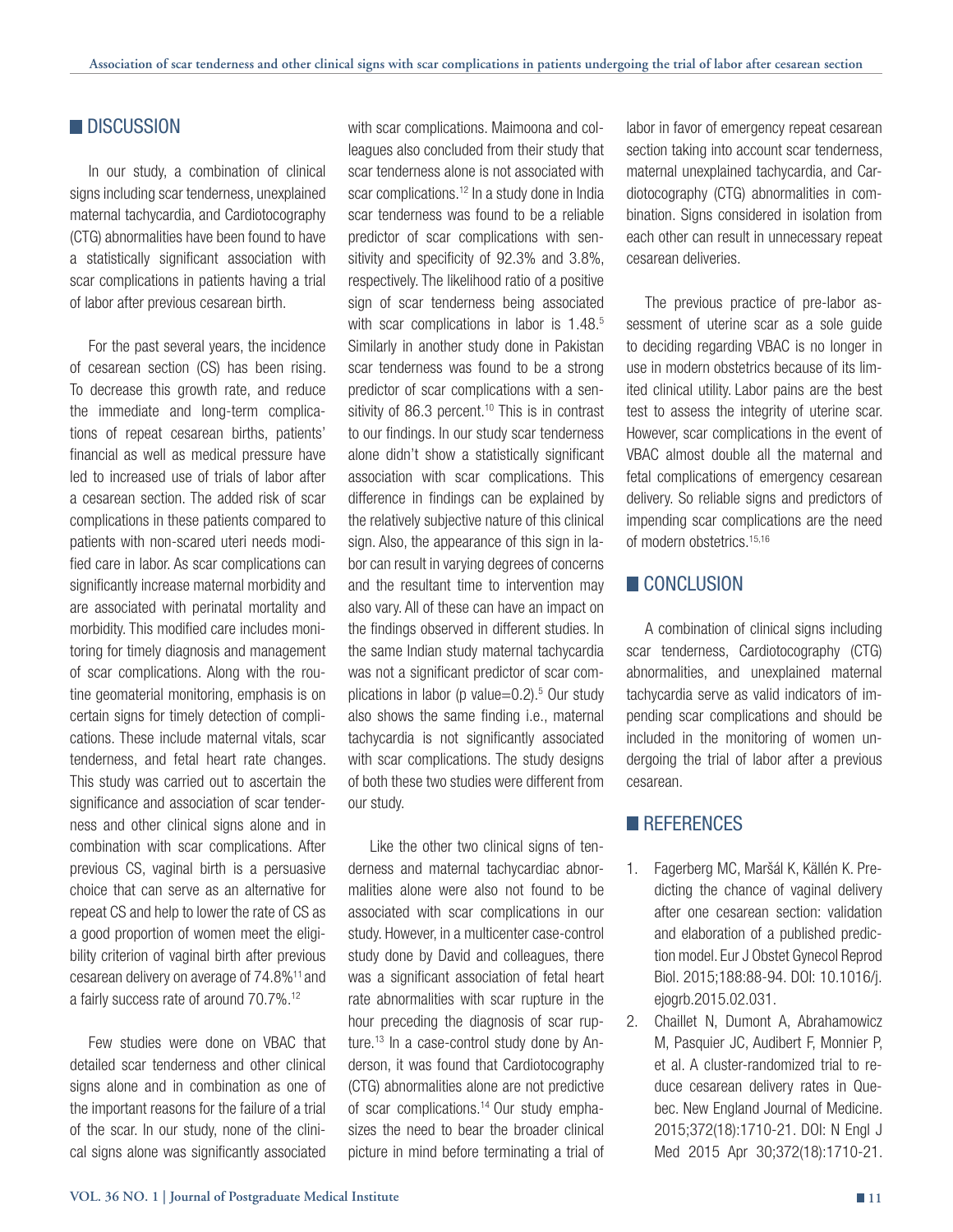## DISCUSSION

In our study, a combination of clinical signs including scar tenderness, unexplained maternal tachycardia, and Cardiotocography (CTG) abnormalities have been found to have a statistically significant association with scar complications in patients having a trial of labor after previous cesarean birth.

For the past several years, the incidence of cesarean section (CS) has been rising. To decrease this growth rate, and reduce the immediate and long-term complications of repeat cesarean births, patients' financial as well as medical pressure have led to increased use of trials of labor after a cesarean section. The added risk of scar complications in these patients compared to patients with non-scared uteri needs modified care in labor. As scar complications can significantly increase maternal morbidity and are associated with perinatal mortality and morbidity. This modified care includes monitoring for timely diagnosis and management of scar complications. Along with the routine geomaterial monitoring, emphasis is on certain signs for timely detection of complications. These include maternal vitals, scar tenderness, and fetal heart rate changes. This study was carried out to ascertain the significance and association of scar tenderness and other clinical signs alone and in combination with scar complications. After previous CS, vaginal birth is a persuasive choice that can serve as an alternative for repeat CS and help to lower the rate of CS as a good proportion of women meet the eligibility criterion of vaginal birth after previous cesarean delivery on average of 74.8%[11] and a fairly success rate of around 70.7%.[12]

Few studies were done on VBAC that detailed scar tenderness and other clinical signs alone and in combination as one of the important reasons for the failure of a trial of the scar. In our study, none of the clinical signs alone was significantly associated with scar complications. Maimoona and colleagues also concluded from their study that scar tenderness alone is not associated with scar complications.[12] In a study done in India scar tenderness was found to be a reliable predictor of scar complications with sensitivity and specificity of 92.3% and 3.8%, respectively. The likelihood ratio of a positive sign of scar tenderness being associated with scar complications in labor is 1.48.[5] Similarly in another study done in Pakistan scar tenderness was found to be a strong predictor of scar complications with a sensitivity of 86.3 percent.[10] This is in contrast to our findings. In our study scar tenderness alone didn't show a statistically significant association with scar complications. This difference in findings can be explained by the relatively subjective nature of this clinical sign. Also, the appearance of this sign in labor can result in varying degrees of concerns and the resultant time to intervention may also vary. All of these can have an impact on the findings observed in different studies. In the same Indian study maternal tachycardia was not a significant predictor of scar complications in labor (p value=0.2).[5] Our study also shows the same finding i.e., maternal tachycardia is not significantly associated with scar complications. The study designs of both these two studies were different from our study.

Like the other two clinical signs of tenderness and maternal tachycardiac abnormalities alone were also not found to be associated with scar complications in our study. However, in a multicenter case-control study done by David and colleagues, there was a significant association of fetal heart rate abnormalities with scar rupture in the hour preceding the diagnosis of scar rupture.[13] In a case-control study done by Anderson, it was found that Cardiotocography (CTG) abnormalities alone are not predictive of scar complications.[14] Our study emphasizes the need to bear the broader clinical picture in mind before terminating a trial of labor in favor of emergency repeat cesarean section taking into account scar tenderness, maternal unexplained tachycardia, and Cardiotocography (CTG) abnormalities in combination. Signs considered in isolation from each other can result in unnecessary repeat cesarean deliveries.

The previous practice of pre-labor assessment of uterine scar as a sole guide to deciding regarding VBAC is no longer in use in modern obstetrics because of its limited clinical utility. Labor pains are the best test to assess the integrity of uterine scar. However, scar complications in the event of VBAC almost double all the maternal and fetal complications of emergency cesarean delivery. So reliable signs and predictors of impending scar complications are the need of modern obstetrics.[15,16]

## CONCLUSION

A combination of clinical signs including scar tenderness, Cardiotocography (CTG) abnormalities, and unexplained maternal tachycardia serve as valid indicators of impending scar complications and should be included in the monitoring of women undergoing the trial of labor after a previous cesarean.

## REFERENCES

1. Fagerberg MC, Maršál K, Källén K. Predicting the chance of vaginal delivery after one cesarean section: validation and elaboration of a published prediction model. Eur J Obstet Gynecol Reprod Biol. 2015;188:88-94. DOI: 10.1016/j.ejogrb.2015.02.031.
2. Chaillet N, Dumont A, Abrahamowicz M, Pasquier JC, Audibert F, Monnier P, et al. A cluster-randomized trial to reduce cesarean delivery rates in Quebec. New England Journal of Medicine. 2015;372(18):1710-21. DOI: N Engl J Med 2015 Apr 30;372(18):1710-21.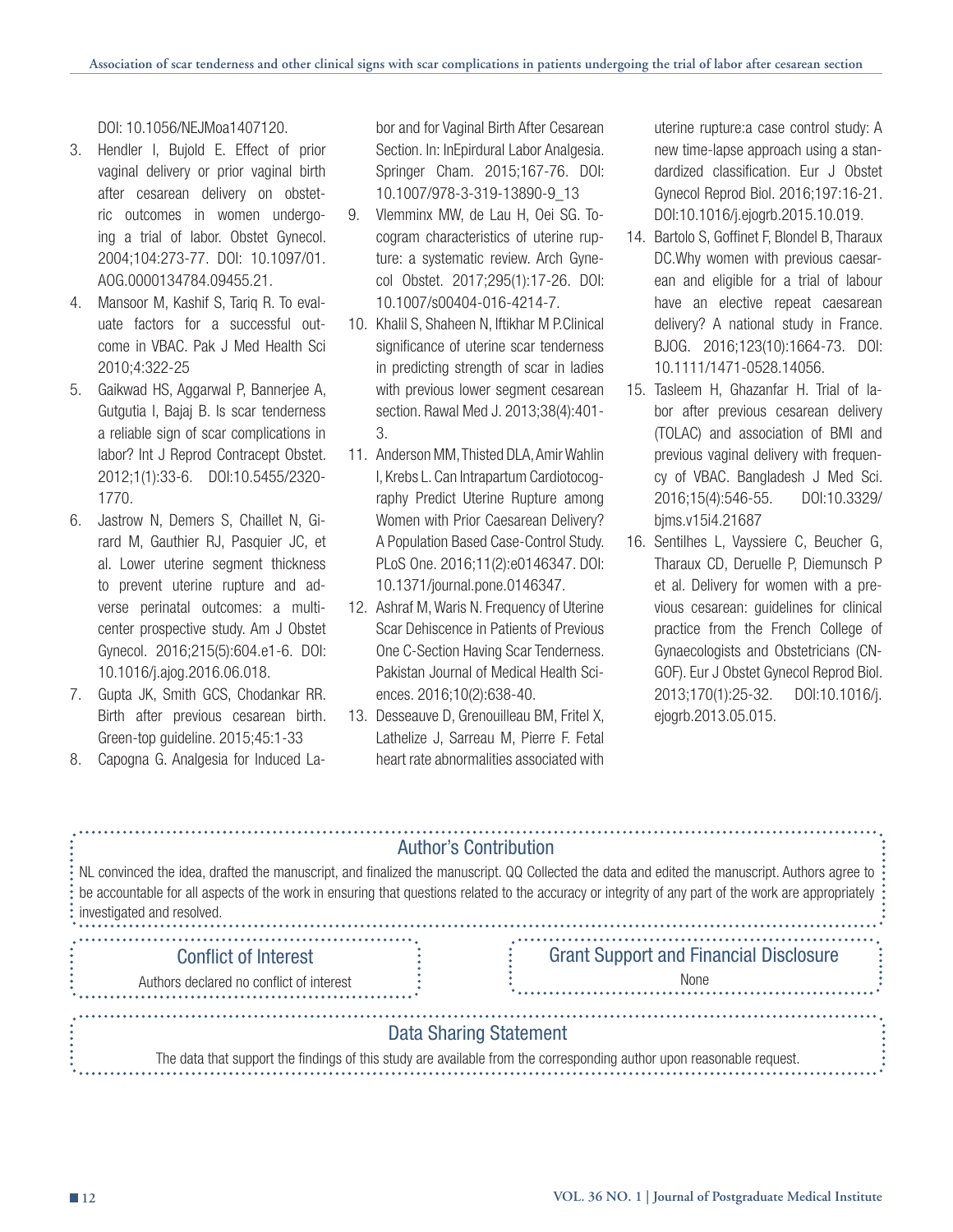DOI: 10.1056/NEJMoa1407120.

3. Hendler I, Bujold E. Effect of prior vaginal delivery or prior vaginal birth after cesarean delivery on obstetric outcomes in women undergoing a trial of labor. Obstet Gynecol. 2004;104:273-77. DOI: 10.1097/01.AOG.0000134784.09455.21.
4. Mansoor M, Kashif S, Tariq R. To evaluate factors for a successful outcome in VBAC. Pak J Med Health Sci 2010;4:322-25
5. Gaikwad HS, Aggarwal P, Bannerjee A, Gutgutia I, Bajaj B. Is scar tenderness a reliable sign of scar complications in labor? Int J Reprod Contracept Obstet. 2012;1(1):33-6. DOI:10.5455/2320-1770.
6. Jastrow N, Demers S, Chaillet N, Girard M, Gauthier RJ, Pasquier JC, et al. Lower uterine segment thickness to prevent uterine rupture and adverse perinatal outcomes: a multicenter prospective study. Am J Obstet Gynecol. 2016;215(5):604.e1-6. DOI: 10.1016/j.ajog.2016.06.018.
7. Gupta JK, Smith GCS, Chodankar RR. Birth after previous cesarean birth. Green-top guideline. 2015;45:1-33
8. Capogna G. Analgesia for Induced Labor and for Vaginal Birth After Cesarean Section. In: InEpirdural Labor Analgesia. Springer Cham. 2015;167-76. DOI: 10.1007/978-3-319-13890-9_13
9. Vlemminx MW, de Lau H, Oei SG. Tocogram characteristics of uterine rupture: a systematic review. Arch Gynecol Obstet. 2017;295(1):17-26. DOI: 10.1007/s00404-016-4214-7.
10. Khalil S, Shaheen N, Iftikhar M P.Clinical significance of uterine scar tenderness in predicting strength of scar in ladies with previous lower segment cesarean section. Rawal Med J. 2013;38(4):401-3.
11. Anderson MM, Thisted DLA, Amir Wahlin I, Krebs L. Can Intrapartum Cardiotocography Predict Uterine Rupture among Women with Prior Caesarean Delivery? A Population Based Case-Control Study. PLoS One. 2016;11(2):e0146347. DOI: 10.1371/journal.pone.0146347.
12. Ashraf M, Waris N. Frequency of Uterine Scar Dehiscence in Patients of Previous One C-Section Having Scar Tenderness. Pakistan Journal of Medical Health Sciences. 2016;10(2):638-40.
13. Desseauve D, Grenouilleau BM, Fritel X, Lathelize J, Sarreau M, Pierre F. Fetal heart rate abnormalities associated with uterine rupture:a case control study: A new time-lapse approach using a standardized classification. Eur J Obstet Gynecol Reprod Biol. 2016;197:16-21. DOI:10.1016/j.ejogrb.2015.10.019.
14. Bartolo S, Goffinet F, Blondel B, Tharaux DC.Why women with previous caesarean and eligible for a trial of labour have an elective repeat caesarean delivery? A national study in France. BJOG. 2016;123(10):1664-73. DOI: 10.1111/1471-0528.14056.
15. Tasleem H, Ghazanfar H. Trial of labor after previous cesarean delivery (TOLAC) and association of BMI and previous vaginal delivery with frequency of VBAC. Bangladesh J Med Sci. 2016;15(4):546-55. DOI:10.3329/bjms.v15i4.21687
16. Sentilhes L, Vayssiere C, Beucher G, Tharaux CD, Deruelle P, Diemunsch P et al. Delivery for women with a previous cesarean: guidelines for clinical practice from the French College of Gynaecologists and Obstetricians (CNGOF). Eur J Obstet Gynecol Reprod Biol. 2013;170(1):25-32. DOI:10.1016/j.ejogrb.2013.05.015.

## Author's Contribution

NL convinced the idea, drafted the manuscript, and finalized the manuscript. QQ Collected the data and edited the manuscript. Authors agree to be accountable for all aspects of the work in ensuring that questions related to the accuracy or integrity of any part of the work are appropriately investigated and resolved.

## Conflict of Interest

Authors declared no conflict of interest

## Grant Support and Financial Disclosure

None

## Data Sharing Statement

The data that support the findings of this study are available from the corresponding author upon reasonable request.